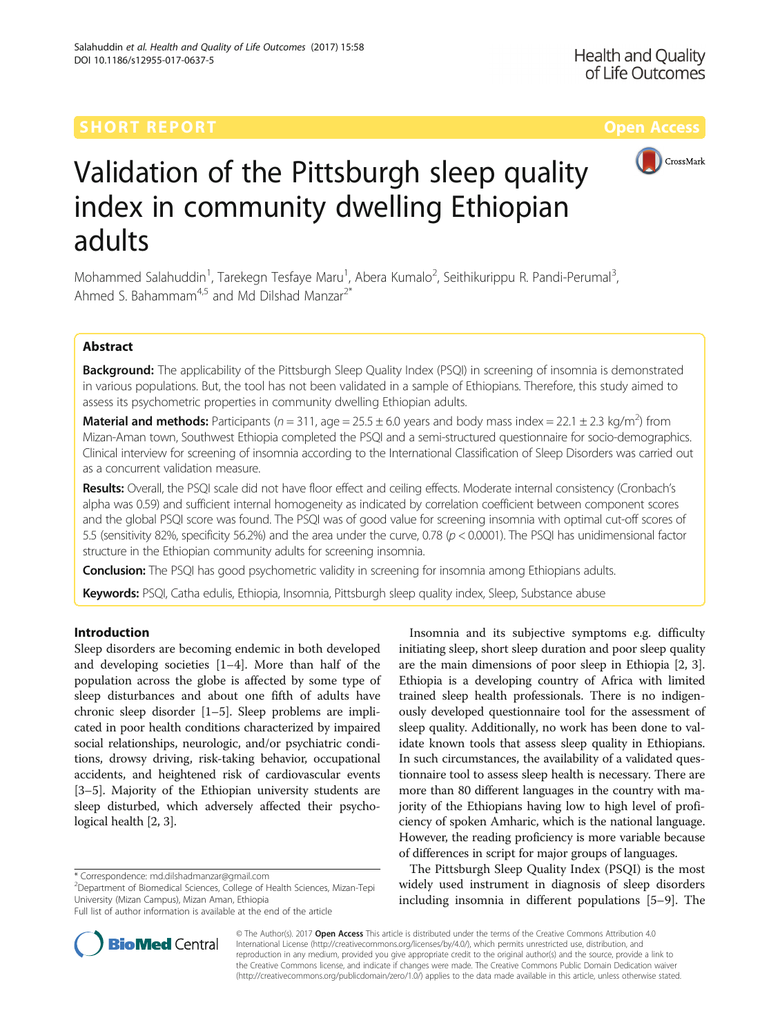SHORT REPORT

Open Access

# Validation of the Pittsburgh sleep quality index in community dwelling Ethiopian adults

Mohammed Salahuddin[1], Tarekegn Tesfaye Maru[1], Abera Kumalo[2], Seithikurippu R. Pandi-Perumal[3], Ahmed S. Bahammam[4,5] and Md Dilshad Manzar[2*]

## Abstract

**Background:** The applicability of the Pittsburgh Sleep Quality Index (PSQI) in screening of insomnia is demonstrated in various populations. But, the tool has not been validated in a sample of Ethiopians. Therefore, this study aimed to assess its psychometric properties in community dwelling Ethiopian adults.

**Material and methods:** Participants ($n = 311$, age = 25.5 ± 6.0 years and body mass index = 22.1 ± 2.3 kg/m$^2$) from Mizan-Aman town, Southwest Ethiopia completed the PSQI and a semi-structured questionnaire for socio-demographics. Clinical interview for screening of insomnia according to the International Classification of Sleep Disorders was carried out as a concurrent validation measure.

**Results:** Overall, the PSQI scale did not have floor effect and ceiling effects. Moderate internal consistency (Cronbach's alpha was 0.59) and sufficient internal homogeneity as indicated by correlation coefficient between component scores and the global PSQI score was found. The PSQI was of good value for screening insomnia with optimal cut-off scores of 5.5 (sensitivity 82%, specificity 56.2%) and the area under the curve, 0.78 ($p < 0.0001$). The PSQI has unidimensional factor structure in the Ethiopian community adults for screening insomnia.

**Conclusion:** The PSQI has good psychometric validity in screening for insomnia among Ethiopians adults.

**Keywords:** PSQI, Catha edulis, Ethiopia, Insomnia, Pittsburgh sleep quality index, Sleep, Substance abuse

## Introduction

Sleep disorders are becoming endemic in both developed and developing societies [1–4]. More than half of the population across the globe is affected by some type of sleep disturbances and about one fifth of adults have chronic sleep disorder [1–5]. Sleep problems are implicated in poor health conditions characterized by impaired social relationships, neurologic, and/or psychiatric conditions, drowsy driving, risk-taking behavior, occupational accidents, and heightened risk of cardiovascular events [3–5]. Majority of the Ethiopian university students are sleep disturbed, which adversely affected their psychological health [2, 3].

Insomnia and its subjective symptoms e.g. difficulty initiating sleep, short sleep duration and poor sleep quality are the main dimensions of poor sleep in Ethiopia [2, 3]. Ethiopia is a developing country of Africa with limited trained sleep health professionals. There is no indigenously developed questionnaire tool for the assessment of sleep quality. Additionally, no work has been done to validate known tools that assess sleep quality in Ethiopians. In such circumstances, the availability of a validated questionnaire tool to assess sleep health is necessary. There are more than 80 different languages in the country with majority of the Ethiopians having low to high level of proficiency of spoken Amharic, which is the national language. However, the reading proficiency is more variable because of differences in script for major groups of languages.

The Pittsburgh Sleep Quality Index (PSQI) is the most widely used instrument in diagnosis of sleep disorders including insomnia in different populations [5–9]. The

\* Correspondence: md.dilshadmanzar@gmail.com
[2]Department of Biomedical Sciences, College of Health Sciences, Mizan-Tepi University (Mizan Campus), Mizan Aman, Ethiopia
Full list of author information is available at the end of the article

© The Author(s). 2017 **Open Access** This article is distributed under the terms of the Creative Commons Attribution 4.0 International License (http://creativecommons.org/licenses/by/4.0/), which permits unrestricted use, distribution, and reproduction in any medium, provided you give appropriate credit to the original author(s) and the source, provide a link to the Creative Commons license, and indicate if changes were made. The Creative Commons Public Domain Dedication waiver (http://creativecommons.org/publicdomain/zero/1.0/) applies to the data made available in this article, unless otherwise stated.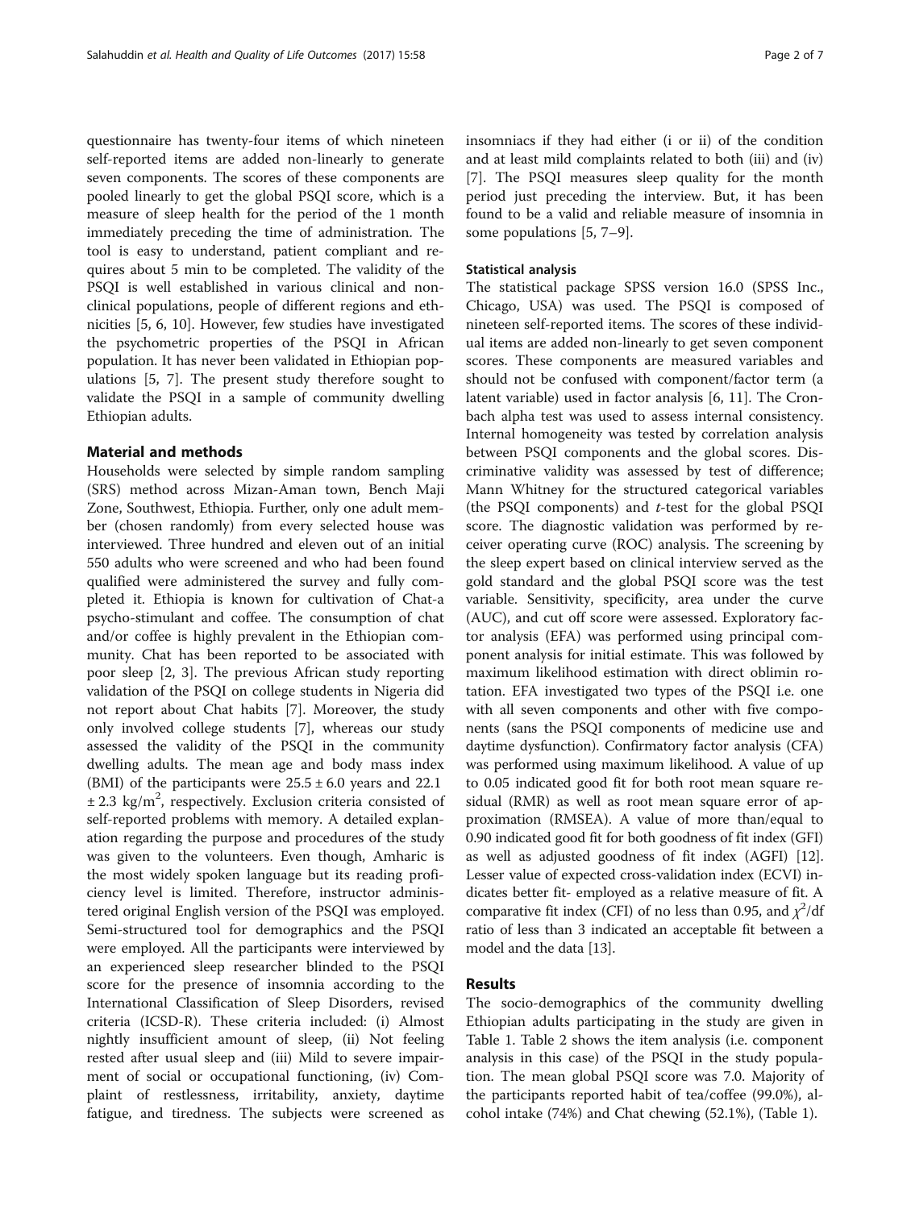questionnaire has twenty-four items of which nineteen self-reported items are added non-linearly to generate seven components. The scores of these components are pooled linearly to get the global PSQI score, which is a measure of sleep health for the period of the 1 month immediately preceding the time of administration. The tool is easy to understand, patient compliant and requires about 5 min to be completed. The validity of the PSQI is well established in various clinical and non-clinical populations, people of different regions and ethnicities [5, 6, 10]. However, few studies have investigated the psychometric properties of the PSQI in African population. It has never been validated in Ethiopian populations [5, 7]. The present study therefore sought to validate the PSQI in a sample of community dwelling Ethiopian adults.

## Material and methods

Households were selected by simple random sampling (SRS) method across Mizan-Aman town, Bench Maji Zone, Southwest, Ethiopia. Further, only one adult member (chosen randomly) from every selected house was interviewed. Three hundred and eleven out of an initial 550 adults who were screened and who had been found qualified were administered the survey and fully completed it. Ethiopia is known for cultivation of Chat-a psycho-stimulant and coffee. The consumption of chat and/or coffee is highly prevalent in the Ethiopian community. Chat has been reported to be associated with poor sleep [2, 3]. The previous African study reporting validation of the PSQI on college students in Nigeria did not report about Chat habits [7]. Moreover, the study only involved college students [7], whereas our study assessed the validity of the PSQI in the community dwelling adults. The mean age and body mass index (BMI) of the participants were $25.5 \pm 6.0$ years and $22.1 \pm 2.3$ kg/m$^2$, respectively. Exclusion criteria consisted of self-reported problems with memory. A detailed explanation regarding the purpose and procedures of the study was given to the volunteers. Even though, Amharic is the most widely spoken language but its reading proficiency level is limited. Therefore, instructor administered original English version of the PSQI was employed. Semi-structured tool for demographics and the PSQI were employed. All the participants were interviewed by an experienced sleep researcher blinded to the PSQI score for the presence of insomnia according to the International Classification of Sleep Disorders, revised criteria (ICSD-R). These criteria included: (i) Almost nightly insufficient amount of sleep, (ii) Not feeling rested after usual sleep and (iii) Mild to severe impairment of social or occupational functioning, (iv) Complaint of restlessness, irritability, anxiety, daytime fatigue, and tiredness. The subjects were screened as insomniacs if they had either (i or ii) of the condition and at least mild complaints related to both (iii) and (iv) [7]. The PSQI measures sleep quality for the month period just preceding the interview. But, it has been found to be a valid and reliable measure of insomnia in some populations [5, 7–9].

### Statistical analysis

The statistical package SPSS version 16.0 (SPSS Inc., Chicago, USA) was used. The PSQI is composed of nineteen self-reported items. The scores of these individual items are added non-linearly to get seven component scores. These components are measured variables and should not be confused with component/factor term (a latent variable) used in factor analysis [6, 11]. The Cronbach alpha test was used to assess internal consistency. Internal homogeneity was tested by correlation analysis between PSQI components and the global scores. Discriminative validity was assessed by test of difference; Mann Whitney for the structured categorical variables (the PSQI components) and *t*-test for the global PSQI score. The diagnostic validation was performed by receiver operating curve (ROC) analysis. The screening by the sleep expert based on clinical interview served as the gold standard and the global PSQI score was the test variable. Sensitivity, specificity, area under the curve (AUC), and cut off score were assessed. Exploratory factor analysis (EFA) was performed using principal component analysis for initial estimate. This was followed by maximum likelihood estimation with direct oblimin rotation. EFA investigated two types of the PSQI i.e. one with all seven components and other with five components (sans the PSQI components of medicine use and daytime dysfunction). Confirmatory factor analysis (CFA) was performed using maximum likelihood. A value of up to 0.05 indicated good fit for both root mean square residual (RMR) as well as root mean square error of approximation (RMSEA). A value of more than/equal to 0.90 indicated good fit for both goodness of fit index (GFI) as well as adjusted goodness of fit index (AGFI) [12]. Lesser value of expected cross-validation index (ECVI) indicates better fit- employed as a relative measure of fit. A comparative fit index (CFI) of no less than 0.95, and $\chi^2$/df ratio of less than 3 indicated an acceptable fit between a model and the data [13].

## Results

The socio-demographics of the community dwelling Ethiopian adults participating in the study are given in Table 1. Table 2 shows the item analysis (i.e. component analysis in this case) of the PSQI in the study population. The mean global PSQI score was 7.0. Majority of the participants reported habit of tea/coffee (99.0%), alcohol intake (74%) and Chat chewing (52.1%), (Table 1).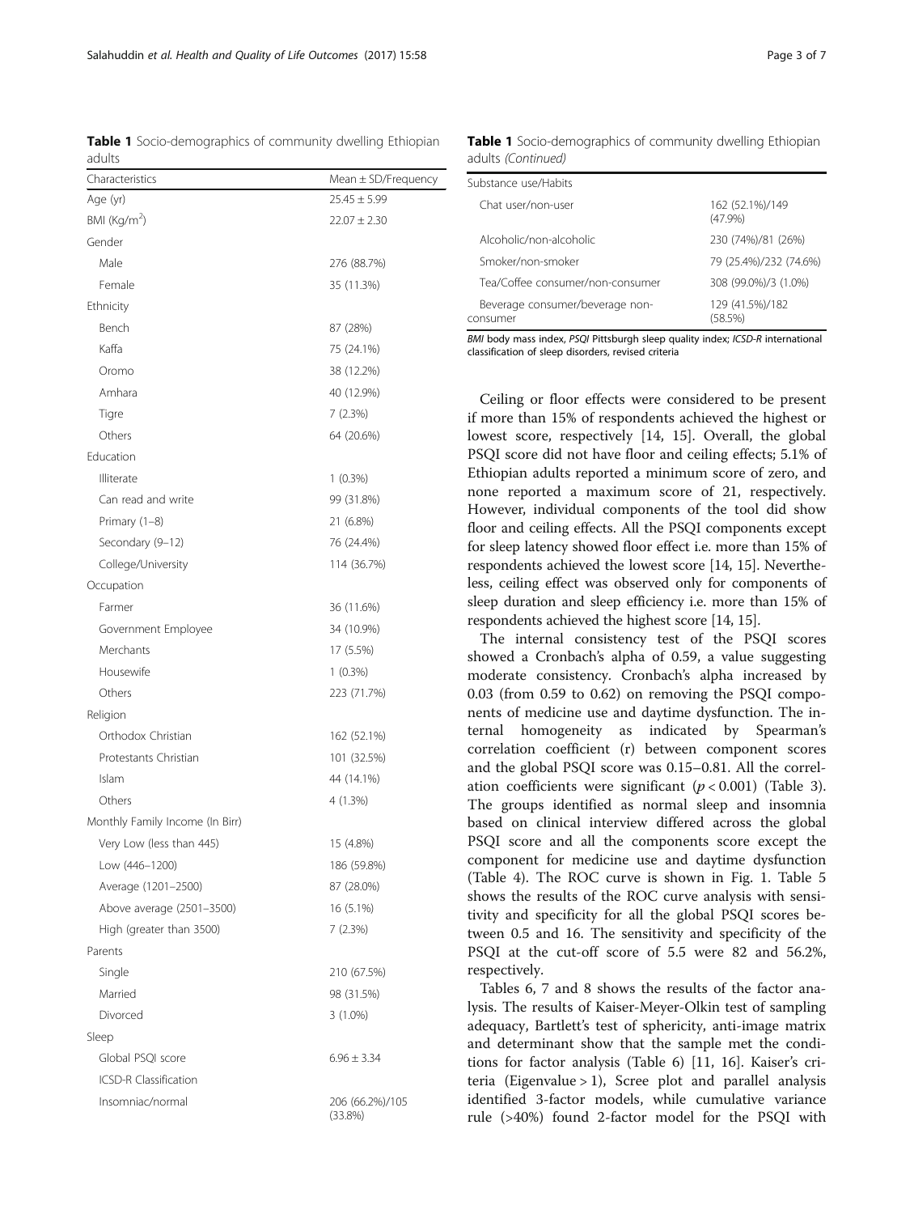**Table 1** Socio-demographics of community dwelling Ethiopian adults

| Characteristics | Mean ± SD/Frequency |
|---|---|
| Age (yr) | 25.45 ± 5.99 |
| BMI (Kg/m$^2$) | 22.07 ± 2.30 |
| Gender | |
| Male | 276 (88.7%) |
| Female | 35 (11.3%) |
| Ethnicity | |
| Bench | 87 (28%) |
| Kaffa | 75 (24.1%) |
| Oromo | 38 (12.2%) |
| Amhara | 40 (12.9%) |
| Tigre | 7 (2.3%) |
| Others | 64 (20.6%) |
| Education | |
| Illiterate | 1 (0.3%) |
| Can read and write | 99 (31.8%) |
| Primary (1–8) | 21 (6.8%) |
| Secondary (9–12) | 76 (24.4%) |
| College/University | 114 (36.7%) |
| Occupation | |
| Farmer | 36 (11.6%) |
| Government Employee | 34 (10.9%) |
| Merchants | 17 (5.5%) |
| Housewife | 1 (0.3%) |
| Others | 223 (71.7%) |
| Religion | |
| Orthodox Christian | 162 (52.1%) |
| Protestants Christian | 101 (32.5%) |
| Islam | 44 (14.1%) |
| Others | 4 (1.3%) |
| Monthly Family Income (In Birr) | |
| Very Low (less than 445) | 15 (4.8%) |
| Low (446–1200) | 186 (59.8%) |
| Average (1201–2500) | 87 (28.0%) |
| Above average (2501–3500) | 16 (5.1%) |
| High (greater than 3500) | 7 (2.3%) |
| Parents | |
| Single | 210 (67.5%) |
| Married | 98 (31.5%) |
| Divorced | 3 (1.0%) |
| Sleep | |
| Global PSQI score | 6.96 ± 3.34 |
| ICSD-R Classification | |
| Insomniac/normal | 206 (66.2%)/105 (33.8%) |
| Substance use/Habits | |
| Chat user/non-user | 162 (52.1%)/149 (47.9%) |
| Alcoholic/non-alcoholic | 230 (74%)/81 (26%) |
| Smoker/non-smoker | 79 (25.4%)/232 (74.6%) |
| Tea/Coffee consumer/non-consumer | 308 (99.0%)/3 (1.0%) |
| Beverage consumer/beverage non-consumer | 129 (41.5%)/182 (58.5%) |

*BMI* body mass index, *PSQI* Pittsburgh sleep quality index; *ICSD-R* international classification of sleep disorders, revised criteria

Ceiling or floor effects were considered to be present if more than 15% of respondents achieved the highest or lowest score, respectively [14, 15]. Overall, the global PSQI score did not have floor and ceiling effects; 5.1% of Ethiopian adults reported a minimum score of zero, and none reported a maximum score of 21, respectively. However, individual components of the tool did show floor and ceiling effects. All the PSQI components except for sleep latency showed floor effect i.e. more than 15% of respondents achieved the lowest score [14, 15]. Nevertheless, ceiling effect was observed only for components of sleep duration and sleep efficiency i.e. more than 15% of respondents achieved the highest score [14, 15].

The internal consistency test of the PSQI scores showed a Cronbach's alpha of 0.59, a value suggesting moderate consistency. Cronbach's alpha increased by 0.03 (from 0.59 to 0.62) on removing the PSQI components of medicine use and daytime dysfunction. The internal homogeneity as indicated by Spearman's correlation coefficient (r) between component scores and the global PSQI score was 0.15–0.81. All the correlation coefficients were significant ($p < 0.001$) (Table 3). The groups identified as normal sleep and insomnia based on clinical interview differed across the global PSQI score and all the components score except the component for medicine use and daytime dysfunction (Table 4). The ROC curve is shown in Fig. 1. Table 5 shows the results of the ROC curve analysis with sensitivity and specificity for all the global PSQI scores between 0.5 and 16. The sensitivity and specificity of the PSQI at the cut-off score of 5.5 were 82 and 56.2%, respectively.

Tables 6, 7 and 8 shows the results of the factor analysis. The results of Kaiser-Meyer-Olkin test of sampling adequacy, Bartlett's test of sphericity, anti-image matrix and determinant show that the sample met the conditions for factor analysis (Table 6) [11, 16]. Kaiser's criteria (Eigenvalue > 1), Scree plot and parallel analysis identified 3-factor models, while cumulative variance rule (>40%) found 2-factor model for the PSQI with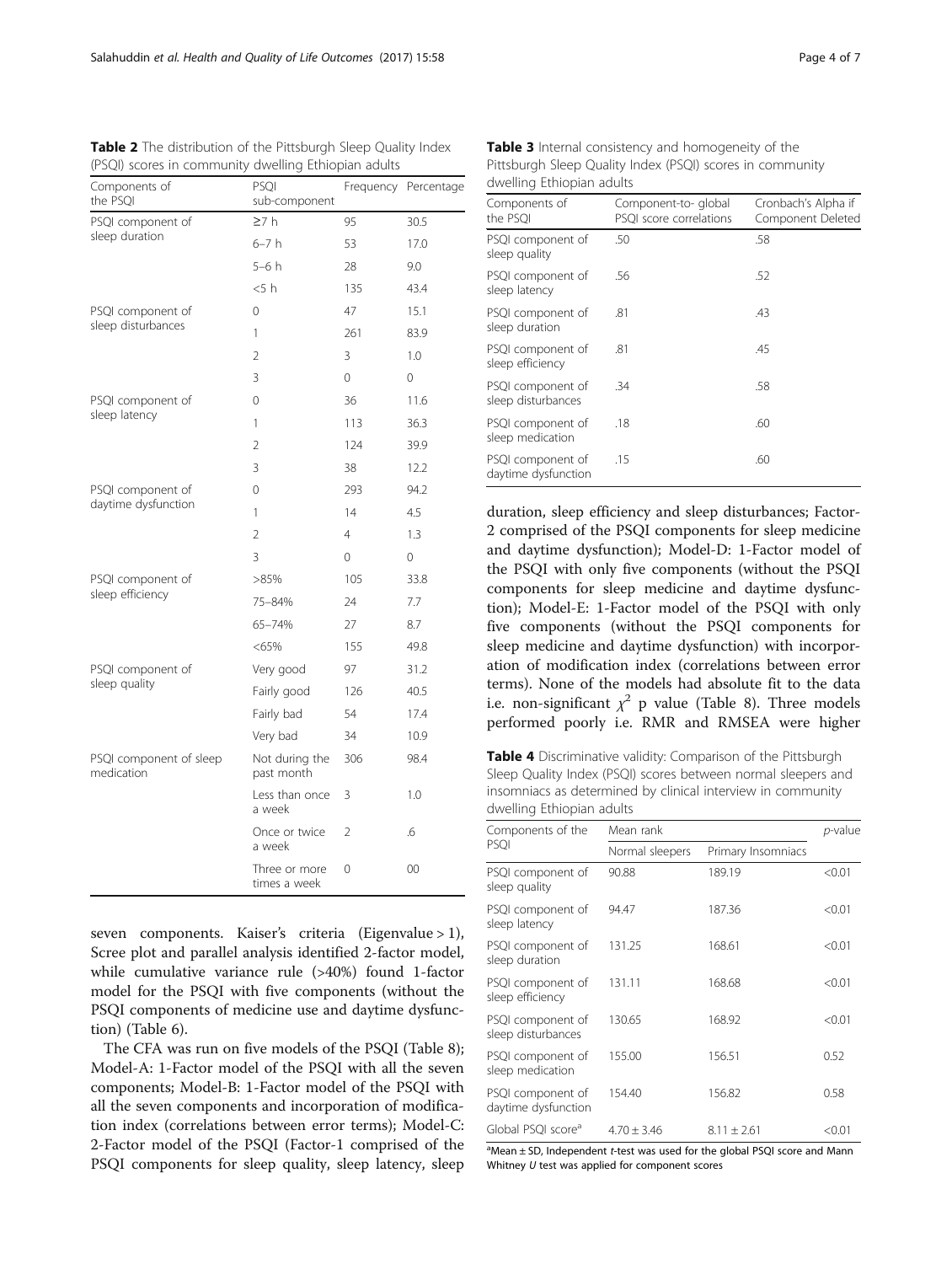**Table 2** The distribution of the Pittsburgh Sleep Quality Index (PSQI) scores in community dwelling Ethiopian adults

| Components of the PSQI | PSQI sub-component | Frequency | Percentage |
|---|---|---|---|
| PSQI component of sleep duration | ≥7 h | 95 | 30.5 |
| | 6–7 h | 53 | 17.0 |
| | 5–6 h | 28 | 9.0 |
| | <5 h | 135 | 43.4 |
| PSQI component of sleep disturbances | 0 | 47 | 15.1 |
| | 1 | 261 | 83.9 |
| | 2 | 3 | 1.0 |
| | 3 | 0 | 0 |
| PSQI component of sleep latency | 0 | 36 | 11.6 |
| | 1 | 113 | 36.3 |
| | 2 | 124 | 39.9 |
| | 3 | 38 | 12.2 |
| PSQI component of daytime dysfunction | 0 | 293 | 94.2 |
| | 1 | 14 | 4.5 |
| | 2 | 4 | 1.3 |
| | 3 | 0 | 0 |
| PSQI component of sleep efficiency | >85% | 105 | 33.8 |
| | 75–84% | 24 | 7.7 |
| | 65–74% | 27 | 8.7 |
| | <65% | 155 | 49.8 |
| PSQI component of sleep quality | Very good | 97 | 31.2 |
| | Fairly good | 126 | 40.5 |
| | Fairly bad | 54 | 17.4 |
| | Very bad | 34 | 10.9 |
| PSQI component of sleep medication | Not during the past month | 306 | 98.4 |
| | Less than once a week | 3 | 1.0 |
| | Once or twice a week | 2 | .6 |
| | Three or more times a week | 0 | 00 |

seven components. Kaiser's criteria (Eigenvalue > 1), Scree plot and parallel analysis identified 2-factor model, while cumulative variance rule (>40%) found 1-factor model for the PSQI with five components (without the PSQI components of medicine use and daytime dysfunction) (Table 6).

The CFA was run on five models of the PSQI (Table 8); Model-A: 1-Factor model of the PSQI with all the seven components; Model-B: 1-Factor model of the PSQI with all the seven components and incorporation of modification index (correlations between error terms); Model-C: 2-Factor model of the PSQI (Factor-1 comprised of the PSQI components for sleep quality, sleep latency, sleep duration, sleep efficiency and sleep disturbances; Factor-2 comprised of the PSQI components for sleep medicine and daytime dysfunction); Model-D: 1-Factor model of the PSQI with only five components (without the PSQI components for sleep medicine and daytime dysfunction); Model-E: 1-Factor model of the PSQI with only five components (without the PSQI components for sleep medicine and daytime dysfunction) with incorporation of modification index (correlations between error terms). None of the models had absolute fit to the data i.e. non-significant $\chi^2$ p value (Table 8). Three models performed poorly i.e. RMR and RMSEA were higher

**Table 3** Internal consistency and homogeneity of the Pittsburgh Sleep Quality Index (PSQI) scores in community dwelling Ethiopian adults

| Components of the PSQI | Component-to- global PSQI score correlations | Cronbach's Alpha if Component Deleted |
|---|---|---|
| PSQI component of sleep quality | .50 | .58 |
| PSQI component of sleep latency | .56 | .52 |
| PSQI component of sleep duration | .81 | .43 |
| PSQI component of sleep efficiency | .81 | .45 |
| PSQI component of sleep disturbances | .34 | .58 |
| PSQI component of sleep medication | .18 | .60 |
| PSQI component of daytime dysfunction | .15 | .60 |

**Table 4** Discriminative validity: Comparison of the Pittsburgh Sleep Quality Index (PSQI) scores between normal sleepers and insomniacs as determined by clinical interview in community dwelling Ethiopian adults

| Components of the PSQI | Mean rank | | *p*-value |
|---|---|---|---|
| | Normal sleepers | Primary Insomniacs | |
| PSQI component of sleep quality | 90.88 | 189.19 | <0.01 |
| PSQI component of sleep latency | 94.47 | 187.36 | <0.01 |
| PSQI component of sleep duration | 131.25 | 168.61 | <0.01 |
| PSQI component of sleep efficiency | 131.11 | 168.68 | <0.01 |
| PSQI component of sleep disturbances | 130.65 | 168.92 | <0.01 |
| PSQI component of sleep medication | 155.00 | 156.51 | 0.52 |
| PSQI component of daytime dysfunction | 154.40 | 156.82 | 0.58 |
| Global PSQI score[a] | 4.70 ± 3.46 | 8.11 ± 2.61 | <0.01 |

[a]Mean ± SD, Independent *t*-test was used for the global PSQI score and Mann Whitney *U* test was applied for component scores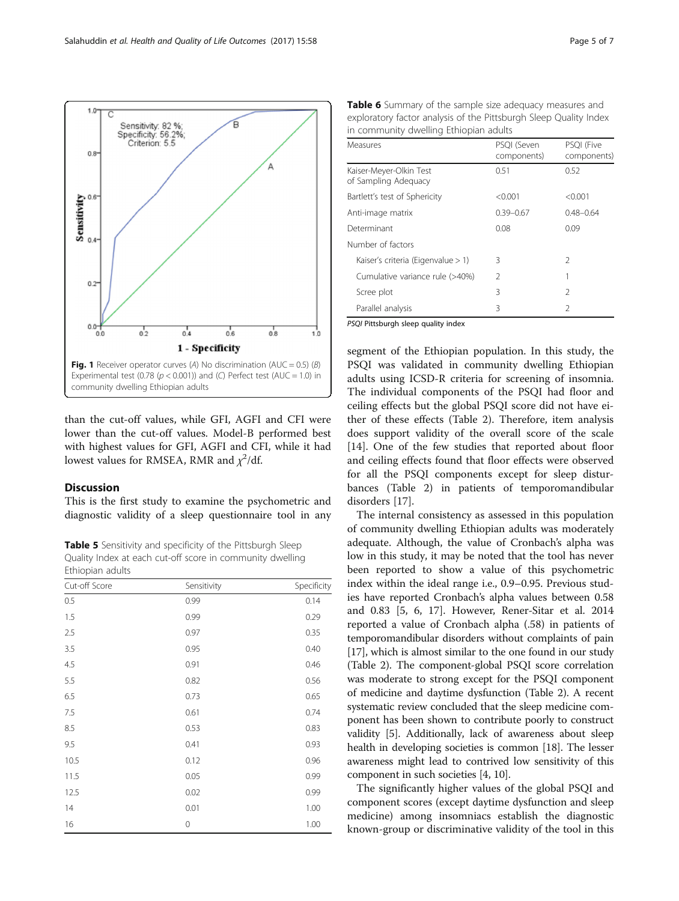Fig. 1 Receiver operator curves (A) No discrimination (AUC = 0.5) (B) Experimental test (0.78 ($p < 0.001$)) and (C) Perfect test (AUC = 1.0) in community dwelling Ethiopian adults

than the cut-off values, while GFI, AGFI and CFI were lower than the cut-off values. Model-B performed best with highest values for GFI, AGFI and CFI, while it had lowest values for RMSEA, RMR and $\chi^2$/df.

## Discussion

This is the first study to examine the psychometric and diagnostic validity of a sleep questionnaire tool in any segment of the Ethiopian population. In this study, the PSQI was validated in community dwelling Ethiopian adults using ICSD-R criteria for screening of insomnia. The individual components of the PSQI had floor and ceiling effects but the global PSQI score did not have either of these effects (Table 2). Therefore, item analysis does support validity of the overall score of the scale [14]. One of the few studies that reported about floor and ceiling effects found that floor effects were observed for all the PSQI components except for sleep disturbances (Table 2) in patients of temporomandibular disorders [17].

**Table 5** Sensitivity and specificity of the Pittsburgh Sleep Quality Index at each cut-off score in community dwelling Ethiopian adults

| Cut-off Score | Sensitivity | Specificity |
|---|---|---|
| 0.5 | 0.99 | 0.14 |
| 1.5 | 0.99 | 0.29 |
| 2.5 | 0.97 | 0.35 |
| 3.5 | 0.95 | 0.40 |
| 4.5 | 0.91 | 0.46 |
| 5.5 | 0.82 | 0.56 |
| 6.5 | 0.73 | 0.65 |
| 7.5 | 0.61 | 0.74 |
| 8.5 | 0.53 | 0.83 |
| 9.5 | 0.41 | 0.93 |
| 10.5 | 0.12 | 0.96 |
| 11.5 | 0.05 | 0.99 |
| 12.5 | 0.02 | 0.99 |
| 14 | 0.01 | 1.00 |
| 16 | 0 | 1.00 |

**Table 6** Summary of the sample size adequacy measures and exploratory factor analysis of the Pittsburgh Sleep Quality Index in community dwelling Ethiopian adults

| Measures | PSQI (Seven components) | PSQI (Five components) |
|---|---|---|
| Kaiser-Meyer-Olkin Test of Sampling Adequacy | 0.51 | 0.52 |
| Bartlett's test of Sphericity | <0.001 | <0.001 |
| Anti-image matrix | 0.39–0.67 | 0.48–0.64 |
| Determinant | 0.08 | 0.09 |
| Number of factors | | |
| Kaiser's criteria (Eigenvalue > 1) | 3 | 2 |
| Cumulative variance rule (>40%) | 2 | 1 |
| Scree plot | 3 | 2 |
| Parallel analysis | 3 | 2 |

*PSQI* Pittsburgh sleep quality index

The internal consistency as assessed in this population of community dwelling Ethiopian adults was moderately adequate. Although, the value of Cronbach's alpha was low in this study, it may be noted that the tool has never been reported to show a value of this psychometric index within the ideal range i.e., 0.9–0.95. Previous studies have reported Cronbach's alpha values between 0.58 and 0.83 [5, 6, 17]. However, Rener-Sitar et al. 2014 reported a value of Cronbach alpha (.58) in patients of temporomandibular disorders without complaints of pain [17], which is almost similar to the one found in our study (Table 2). The component-global PSQI score correlation was moderate to strong except for the PSQI component of medicine and daytime dysfunction (Table 2). A recent systematic review concluded that the sleep medicine component has been shown to contribute poorly to construct validity [5]. Additionally, lack of awareness about sleep health in developing societies is common [18]. The lesser awareness might lead to contrived low sensitivity of this component in such societies [4, 10].

The significantly higher values of the global PSQI and component scores (except daytime dysfunction and sleep medicine) among insomniacs establish the diagnostic known-group or discriminative validity of the tool in this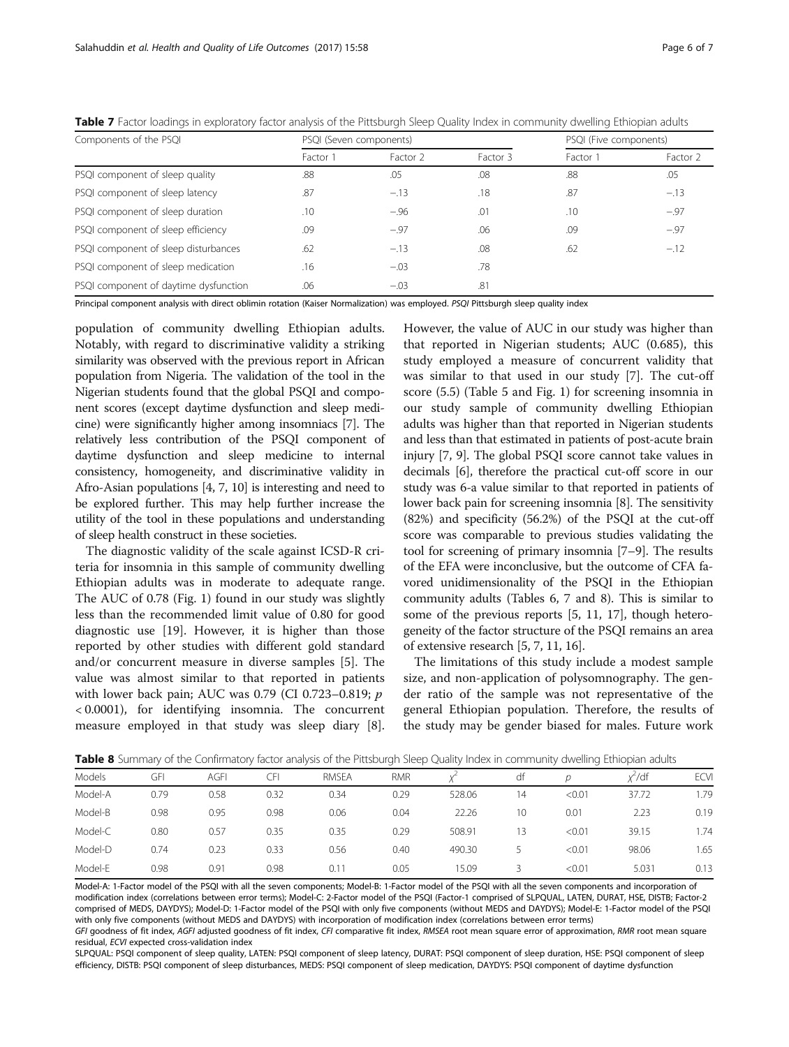**Table 7** Factor loadings in exploratory factor analysis of the Pittsburgh Sleep Quality Index in community dwelling Ethiopian adults

| Components of the PSQI | PSQI (Seven components) | | | PSQI (Five components) | |
|---|---|---|---|---|---|
| | Factor 1 | Factor 2 | Factor 3 | Factor 1 | Factor 2 |
| PSQI component of sleep quality | .88 | .05 | .08 | .88 | .05 |
| PSQI component of sleep latency | .87 | −.13 | .18 | .87 | −.13 |
| PSQI component of sleep duration | .10 | −.96 | .01 | .10 | −.97 |
| PSQI component of sleep efficiency | .09 | −.97 | .06 | .09 | −.97 |
| PSQI component of sleep disturbances | .62 | −.13 | .08 | .62 | −.12 |
| PSQI component of sleep medication | .16 | −.03 | .78 | | |
| PSQI component of daytime dysfunction | .06 | −.03 | .81 | | |

Principal component analysis with direct oblimin rotation (Kaiser Normalization) was employed. *PSQI* Pittsburgh sleep quality index

population of community dwelling Ethiopian adults. Notably, with regard to discriminative validity a striking similarity was observed with the previous report in African population from Nigeria. The validation of the tool in the Nigerian students found that the global PSQI and component scores (except daytime dysfunction and sleep medicine) were significantly higher among insomniacs [7]. The relatively less contribution of the PSQI component of daytime dysfunction and sleep medicine to internal consistency, homogeneity, and discriminative validity in Afro-Asian populations [4, 7, 10] is interesting and need to be explored further. This may help further increase the utility of the tool in these populations and understanding of sleep health construct in these societies.

The diagnostic validity of the scale against ICSD-R criteria for insomnia in this sample of community dwelling Ethiopian adults was in moderate to adequate range. The AUC of 0.78 (Fig. 1) found in our study was slightly less than the recommended limit value of 0.80 for good diagnostic use [19]. However, it is higher than those reported by other studies with different gold standard and/or concurrent measure in diverse samples [5]. The value was almost similar to that reported in patients with lower back pain; AUC was 0.79 (CI 0.723–0.819; $p < 0.0001$), for identifying insomnia. The concurrent measure employed in that study was sleep diary [8]. However, the value of AUC in our study was higher than that reported in Nigerian students; AUC (0.685), this study employed a measure of concurrent validity that was similar to that used in our study [7]. The cut-off score (5.5) (Table 5 and Fig. 1) for screening insomnia in our study sample of community dwelling Ethiopian adults was higher than that reported in Nigerian students and less than that estimated in patients of post-acute brain injury [7, 9]. The global PSQI score cannot take values in decimals [6], therefore the practical cut-off score in our study was 6-a value similar to that reported in patients of lower back pain for screening insomnia [8]. The sensitivity (82%) and specificity (56.2%) of the PSQI at the cut-off score was comparable to previous studies validating the tool for screening of primary insomnia [7–9]. The results of the EFA were inconclusive, but the outcome of CFA favored unidimensionality of the PSQI in the Ethiopian community adults (Tables 6, 7 and 8). This is similar to some of the previous reports [5, 11, 17], though heterogeneity of the factor structure of the PSQI remains an area of extensive research [5, 7, 11, 16].

The limitations of this study include a modest sample size, and non-application of polysomnography. The gender ratio of the sample was not representative of the general Ethiopian population. Therefore, the results of the study may be gender biased for males. Future work

**Table 8** Summary of the Confirmatory factor analysis of the Pittsburgh Sleep Quality Index in community dwelling Ethiopian adults

| Models | GFI | AGFI | CFI | RMSEA | RMR | $\chi^2$ | df | $p$ | $\chi^2$/df | ECVI |
|---|---|---|---|---|---|---|---|---|---|---|
| Model-A | 0.79 | 0.58 | 0.32 | 0.34 | 0.29 | 528.06 | 14 | <0.01 | 37.72 | 1.79 |
| Model-B | 0.98 | 0.95 | 0.98 | 0.06 | 0.04 | 22.26 | 10 | 0.01 | 2.23 | 0.19 |
| Model-C | 0.80 | 0.57 | 0.35 | 0.35 | 0.29 | 508.91 | 13 | <0.01 | 39.15 | 1.74 |
| Model-D | 0.74 | 0.23 | 0.33 | 0.56 | 0.40 | 490.30 | 5 | <0.01 | 98.06 | 1.65 |
| Model-E | 0.98 | 0.91 | 0.98 | 0.11 | 0.05 | 15.09 | 3 | <0.01 | 5.031 | 0.13 |

Model-A: 1-Factor model of the PSQI with all the seven components; Model-B: 1-Factor model of the PSQI with all the seven components and incorporation of modification index (correlations between error terms); Model-C: 2-Factor model of the PSQI (Factor-1 comprised of SLPQUAL, LATEN, DURAT, HSE, DISTB; Factor-2 comprised of MEDS, DAYDYS); Model-D: 1-Factor model of the PSQI with only five components (without MEDS and DAYDYS); Model-E: 1-Factor model of the PSQI with only five components (without MEDS and DAYDYS) with incorporation of modification index (correlations between error terms)

*GFI* goodness of fit index, *AGFI* adjusted goodness of fit index, *CFI* comparative fit index, *RMSEA* root mean square error of approximation, *RMR* root mean square residual, *ECVI* expected cross-validation index

SLPQUAL: PSQI component of sleep quality, LATEN: PSQI component of sleep latency, DURAT: PSQI component of sleep duration, HSE: PSQI component of sleep efficiency, DISTB: PSQI component of sleep disturbances, MEDS: PSQI component of sleep medication, DAYDYS: PSQI component of daytime dysfunction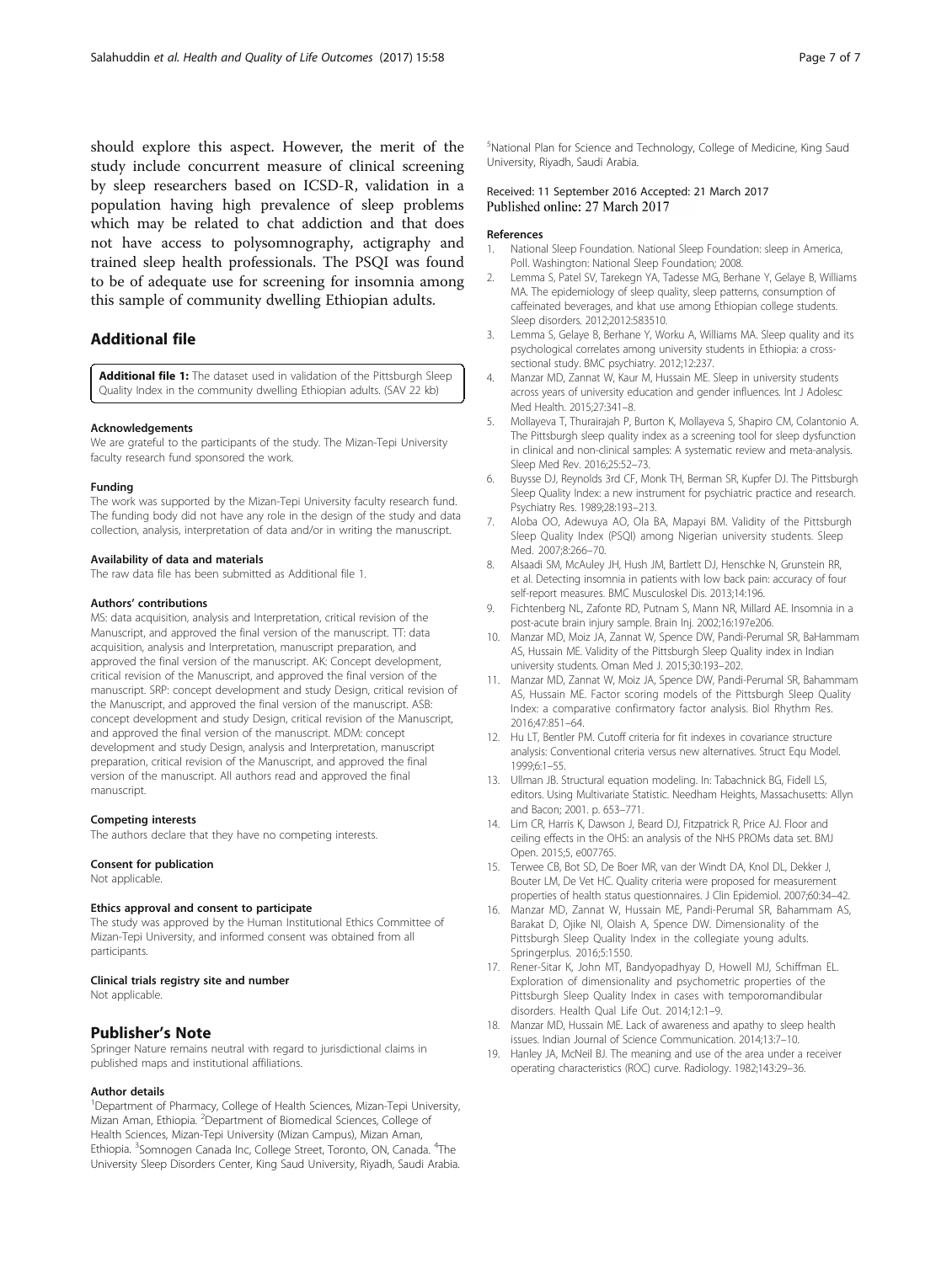should explore this aspect. However, the merit of the study include concurrent measure of clinical screening by sleep researchers based on ICSD-R, validation in a population having high prevalence of sleep problems which may be related to chat addiction and that does not have access to polysomnography, actigraphy and trained sleep health professionals. The PSQI was found to be of adequate use for screening for insomnia among this sample of community dwelling Ethiopian adults.

## Additional file

**Additional file 1:** The dataset used in validation of the Pittsburgh Sleep Quality Index in the community dwelling Ethiopian adults. (SAV 22 kb)

#### Acknowledgements

We are grateful to the participants of the study. The Mizan-Tepi University faculty research fund sponsored the work.

#### Funding

The work was supported by the Mizan-Tepi University faculty research fund. The funding body did not have any role in the design of the study and data collection, analysis, interpretation of data and/or in writing the manuscript.

#### Availability of data and materials

The raw data file has been submitted as Additional file 1.

#### Authors' contributions

MS: data acquisition, analysis and Interpretation, critical revision of the Manuscript, and approved the final version of the manuscript. TT: data acquisition, analysis and Interpretation, manuscript preparation, and approved the final version of the manuscript. AK: Concept development, critical revision of the Manuscript, and approved the final version of the manuscript. SRP: concept development and study Design, critical revision of the Manuscript, and approved the final version of the manuscript. ASB: concept development and study Design, critical revision of the Manuscript, and approved the final version of the manuscript. MDM: concept development and study Design, analysis and Interpretation, manuscript preparation, critical revision of the Manuscript, and approved the final version of the manuscript. All authors read and approved the final manuscript.

#### Competing interests

The authors declare that they have no competing interests.

#### Consent for publication

Not applicable.

#### Ethics approval and consent to participate

The study was approved by the Human Institutional Ethics Committee of Mizan-Tepi University, and informed consent was obtained from all participants.

#### Clinical trials registry site and number

Not applicable.

## Publisher's Note

Springer Nature remains neutral with regard to jurisdictional claims in published maps and institutional affiliations.

#### Author details

[1]Department of Pharmacy, College of Health Sciences, Mizan-Tepi University, Mizan Aman, Ethiopia. [2]Department of Biomedical Sciences, College of Health Sciences, Mizan-Tepi University (Mizan Campus), Mizan Aman, Ethiopia. [3]Somnogen Canada Inc, College Street, Toronto, ON, Canada. [4]The University Sleep Disorders Center, King Saud University, Riyadh, Saudi Arabia. [5]National Plan for Science and Technology, College of Medicine, King Saud University, Riyadh, Saudi Arabia.

Received: 11 September 2016 Accepted: 21 March 2017
Published online: 27 March 2017

#### References

1. National Sleep Foundation. National Sleep Foundation: sleep in America, Poll. Washington: National Sleep Foundation; 2008.
2. Lemma S, Patel SV, Tarekegn YA, Tadesse MG, Berhane Y, Gelaye B, Williams MA. The epidemiology of sleep quality, sleep patterns, consumption of caffeinated beverages, and khat use among Ethiopian college students. Sleep disorders. 2012;2012:583510.
3. Lemma S, Gelaye B, Berhane Y, Worku A, Williams MA. Sleep quality and its psychological correlates among university students in Ethiopia: a cross-sectional study. BMC psychiatry. 2012;12:237.
4. Manzar MD, Zannat W, Kaur M, Hussain ME. Sleep in university students across years of university education and gender influences. Int J Adolesc Med Health. 2015;27:341–8.
5. Mollayeva T, Thurairajah P, Burton K, Mollayeva S, Shapiro CM, Colantonio A. The Pittsburgh sleep quality index as a screening tool for sleep dysfunction in clinical and non-clinical samples: A systematic review and meta-analysis. Sleep Med Rev. 2016;25:52–73.
6. Buysse DJ, Reynolds 3rd CF, Monk TH, Berman SR, Kupfer DJ. The Pittsburgh Sleep Quality Index: a new instrument for psychiatric practice and research. Psychiatry Res. 1989;28:193–213.
7. Aloba OO, Adewuya AO, Ola BA, Mapayi BM. Validity of the Pittsburgh Sleep Quality Index (PSQI) among Nigerian university students. Sleep Med. 2007;8:266–70.
8. Alsaadi SM, McAuley JH, Hush JM, Bartlett DJ, Henschke N, Grunstein RR, et al. Detecting insomnia in patients with low back pain: accuracy of four self-report measures. BMC Musculoskel Dis. 2013;14:196.
9. Fichtenberg NL, Zafonte RD, Putnam S, Mann NR, Millard AE. Insomnia in a post-acute brain injury sample. Brain Inj. 2002;16:197e206.
10. Manzar MD, Moiz JA, Zannat W, Spence DW, Pandi-Perumal SR, BaHammam AS, Hussain ME. Validity of the Pittsburgh Sleep Quality index in Indian university students. Oman Med J. 2015;30:193–202.
11. Manzar MD, Zannat W, Moiz JA, Spence DW, Pandi-Perumal SR, Bahammam AS, Hussain ME. Factor scoring models of the Pittsburgh Sleep Quality Index: a comparative confirmatory factor analysis. Biol Rhythm Res. 2016;47:851–64.
12. Hu LT, Bentler PM. Cutoff criteria for fit indexes in covariance structure analysis: Conventional criteria versus new alternatives. Struct Equ Model. 1999;6:1–55.
13. Ullman JB. Structural equation modeling. In: Tabachnick BG, Fidell LS, editors. Using Multivariate Statistic. Needham Heights, Massachusetts: Allyn and Bacon; 2001. p. 653–771.
14. Lim CR, Harris K, Dawson J, Beard DJ, Fitzpatrick R, Price AJ. Floor and ceiling effects in the OHS: an analysis of the NHS PROMs data set. BMJ Open. 2015;5, e007765.
15. Terwee CB, Bot SD, De Boer MR, van der Windt DA, Knol DL, Dekker J, Bouter LM, De Vet HC. Quality criteria were proposed for measurement properties of health status questionnaires. J Clin Epidemiol. 2007;60:34–42.
16. Manzar MD, Zannat W, Hussain ME, Pandi-Perumal SR, Bahammam AS, Barakat D, Ojike NI, Olaish A, Spence DW. Dimensionality of the Pittsburgh Sleep Quality Index in the collegiate young adults. Springerplus. 2016;5:1550.
17. Rener-Sitar K, John MT, Bandyopadhyay D, Howell MJ, Schiffman EL. Exploration of dimensionality and psychometric properties of the Pittsburgh Sleep Quality Index in cases with temporomandibular disorders. Health Qual Life Out. 2014;12:1–9.
18. Manzar MD, Hussain ME. Lack of awareness and apathy to sleep health issues. Indian Journal of Science Communication. 2014;13:7–10.
19. Hanley JA, McNeil BJ. The meaning and use of the area under a receiver operating characteristics (ROC) curve. Radiology. 1982;143:29–36.